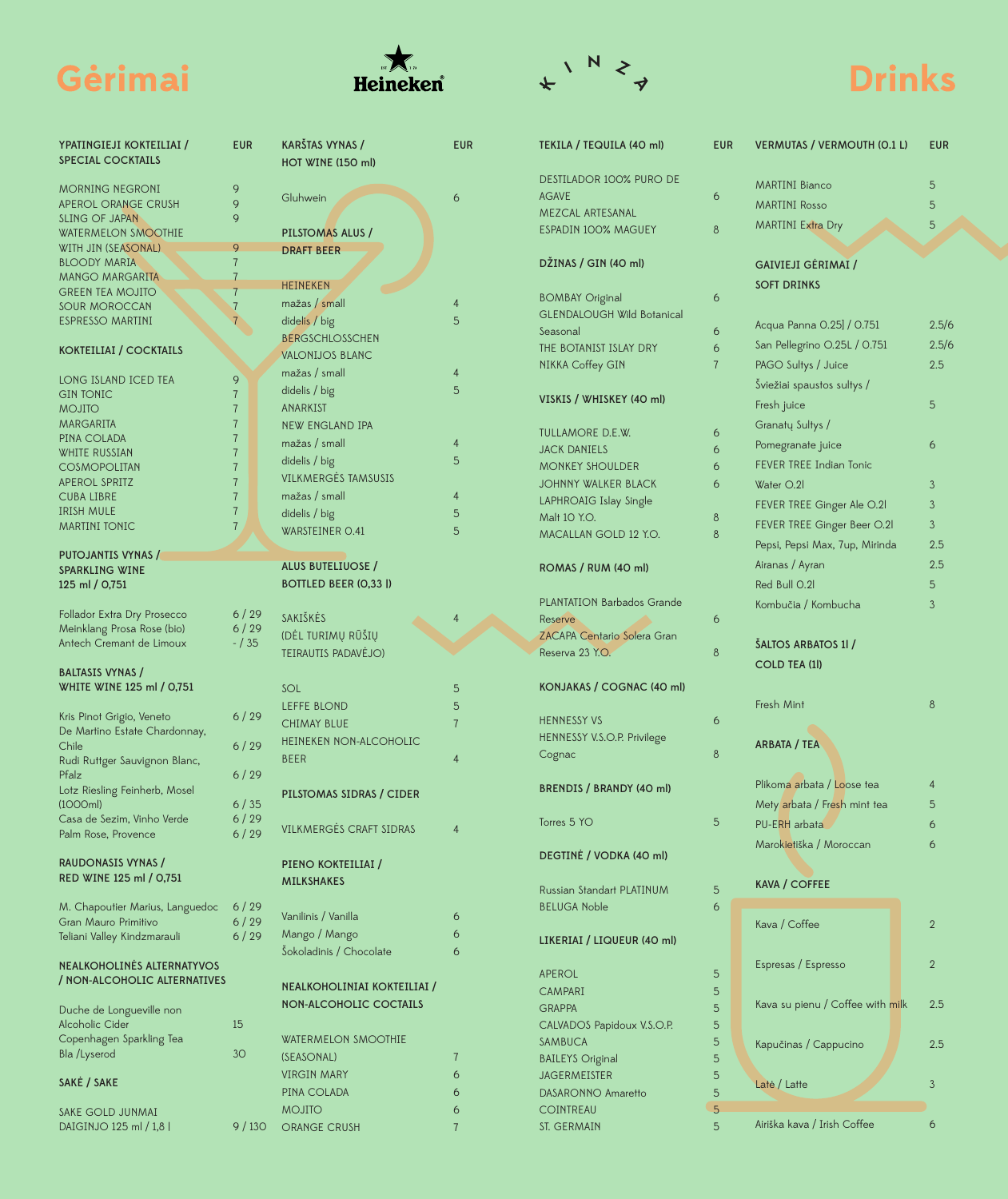# Gėrimai

Heineken

KINZA

# Drinks

| YPATINGIEJI KOKTEILIAI / SPECIAL COCKTAILS | EUR |
|---|---|
| MORNING NEGRONI | 9 |
| APEROL ORANGE CRUSH | 9 |
| SLING OF JAPAN | 9 |
| WATERMELON SMOOTHIE WITH JIN (SEASONAL) | 9 |
| BLOODY MARIA | 7 |
| MANGO MARGARITA | 7 |
| GREEN TEA MOJITO | 7 |
| SOUR MOROCCAN | 7 |
| ESPRESSO MARTINI | 7 |

| KOKTEILIAI / COCKTAILS | |
|---|---|
| LONG ISLAND ICED TEA | 9 |
| GIN TONIC | 7 |
| MOJITO | 7 |
| MARGARITA | 7 |
| PINA COLADA | 7 |
| WHITE RUSSIAN | 7 |
| COSMOPOLITAN | 7 |
| APEROL SPRITZ | 7 |
| CUBA LIBRE | 7 |
| IRISH MULE | 7 |
| MARTINI TONIC | 7 |

| PUTOJANTIS VYNAS / SPARKLING WINE 125 ml / 0,75l | |
|---|---|
| Follador Extra Dry Prosecco | 6 / 29 |
| Meinklang Prosa Rose (bio) | 6 / 29 |
| Antech Cremant de Limoux | - / 35 |

| BALTASIS VYNAS / WHITE WINE 125 ml / 0,75l | |
|---|---|
| Kris Pinot Grigio, Veneto | 6 / 29 |
| De Martino Estate Chardonnay, Chile | 6 / 29 |
| Rudi Ruttger Sauvignon Blanc, Pfalz | 6 / 29 |
| Lotz Riesling Feinherb, Mosel (1000ml) | 6 / 35 |
| Casa de Sezim, Vinho Verde | 6 / 29 |
| Palm Rose, Provence | 6 / 29 |

| RAUDONASIS VYNAS / RED WINE 125 ml / 0,75l | |
|---|---|
| M. Chapoutier Marius, Languedoc | 6 / 29 |
| Gran Mauro Primitivo | 6 / 29 |
| Teliani Valley Kindzmarauli | 6 / 29 |

| NEALKOHOLINĖS ALTERNATYVOS / NON-ALCOHOLIC ALTERNATIVES | |
|---|---|
| Duche de Longueville non Alcoholic Cider | 15 |
| Copenhagen Sparkling Tea Bla /Lyserod | 30 |

| SAKĖ / SAKE | |
|---|---|
| SAKE GOLD JUNMAI DAIGINJO 125 ml / 1,8 l | 9 / 130 |

| KARŠTAS VYNAS / HOT WINE (150 ml) | EUR |
|---|---|
| Gluhwein | 6 |

| PILSTOMAS ALUS / DRAFT BEER | |
|---|---|
| HEINEKEN | |
| mažas / small | 4 |
| didelis / big | 5 |
| BERGSCHLOSSCHEN VALONIJOS BLANC | |
| mažas / small | 4 |
| didelis / big | 5 |
| ANARKIST NEW ENGLAND IPA | |
| mažas / small | 4 |
| didelis / big | 5 |
| VILKMERGĖS TAMSUSIS | |
| mažas / small | 4 |
| didelis / big | 5 |
| WARSTEINER 0.4l | 5 |

| ALUS BUTELIUOSE / BOTTLED BEER (0,33 l) | |
|---|---|
| SAKIŠKĖS (DĖL TURIMŲ RŪŠIŲ TEIRAUTIS PADAVĖJO) | 4 |
| SOL | 5 |
| LEFFE BLOND | 5 |
| CHIMAY BLUE | 7 |
| HEINEKEN NON-ALCOHOLIC BEER | 4 |

| PILSTOMAS SIDRAS / CIDER | |
|---|---|
| VILKMERGĖS CRAFT SIDRAS | 4 |

| PIENO KOKTEILIAI / MILKSHAKES | |
|---|---|
| Vanilinis / Vanilla | 6 |
| Mango / Mango | 6 |
| Šokoladinis / Chocolate | 6 |

| NEALKOHOLINIAI KOKTEILIAI / NON-ALCOHOLIC COCTAILS | |
|---|---|
| WATERMELON SMOOTHIE (SEASONAL) | 7 |
| VIRGIN MARY | 6 |
| PINA COLADA | 6 |
| MOJITO | 6 |
| ORANGE CRUSH | 7 |

| TEKILA / TEQUILA (40 ml) | EUR |
|---|---|
| DESTILADOR 100% PURO DE AGAVE | 6 |
| MEZCAL ARTESANAL ESPADIN 100% MAGUEY | 8 |

| DŽINAS / GIN (40 ml) | |
|---|---|
| BOMBAY Original | 6 |
| GLENDALOUGH Wild Botanical Seasonal | 6 |
| THE BOTANIST ISLAY DRY | 6 |
| NIKKA Coffey GIN | 7 |

| VISKIS / WHISKEY (40 ml) | |
|---|---|
| TULLAMORE D.E.W. | 6 |
| JACK DANIELS | 6 |
| MONKEY SHOULDER | 6 |
| JOHNNY WALKER BLACK | 6 |
| LAPHROAIG Islay Single Malt 10 Y.O. | 8 |
| MACALLAN GOLD 12 Y.O. | 8 |

| ROMAS / RUM (40 ml) | |
|---|---|
| PLANTATION Barbados Grande Reserve | 6 |
| ZACAPA Centario Solera Gran Reserva 23 Y.O. | 8 |

| KONJAKAS / COGNAC (40 ml) | |
|---|---|
| HENNESSY VS | 6 |
| HENNESSY V.S.O.P. Privilege Cognac | 8 |

| BRENDIS / BRANDY (40 ml) | |
|---|---|
| Torres 5 YO | 5 |

| DEGTINĖ / VODKA (40 ml) | |
|---|---|
| Russian Standart PLATINUM | 5 |
| BELUGA Noble | 6 |

| LIKERIAI / LIQUEUR (40 ml) | |
|---|---|
| APEROL | 5 |
| CAMPARI | 5 |
| GRAPPA | 5 |
| CALVADOS Papidoux V.S.O.P. | 5 |
| SAMBUCA | 5 |
| BAILEYS Original | 5 |
| JAGERMEISTER | 5 |
| DASARONNO Amaretto | 5 |
| COINTREAU | 5 |
| ST. GERMAIN | 5 |

| VERMUTAS / VERMOUTH (0.1 L) | EUR |
|---|---|
| MARTINI Bianco | 5 |
| MARTINI Rosso | 5 |
| MARTINI Extra Dry | 5 |

| GAIVIEJI GĖRIMAI / SOFT DRINKS | |
|---|---|
| Acqua Panna 0.25l / 0.75l | 2.5/6 |
| San Pellegrino 0.25L / 0.75l | 2.5/6 |
| PAGO Sultys / Juice | 2.5 |
| Šviežiai spaustos sultys / Fresh juice | 5 |
| Granatų Sultys / Pomegranate juice | 6 |
| FEVER TREE Indian Tonic Water 0.2l | 3 |
| FEVER TREE Ginger Ale 0.2l | 3 |
| FEVER TREE Ginger Beer 0.2l | 3 |
| Pepsi, Pepsi Max, 7up, Mirinda | 2.5 |
| Airanas / Ayran | 2.5 |
| Red Bull 0.2l | 5 |
| Kombučia / Kombucha | 3 |

| ŠALTOS ARBATOS 1l / COLD TEA (1l) | |
|---|---|
| Fresh Mint | 8 |

| ARBATA / TEA | |
|---|---|
| Plikoma arbata / Loose tea | 4 |
| Mety arbata / Fresh mint tea | 5 |
| PU-ERH arbata | 6 |
| Marokietiška / Moroccan | 6 |

| KAVA / COFFEE | |
|---|---|
| Kava / Coffee | 2 |
| Espresas / Espresso | 2 |
| Kava su pienu / Coffee with milk | 2.5 |
| Kapučinas / Cappucino | 2.5 |
| Latė / Latte | 3 |
| Airiška kava / Irish Coffee | 6 |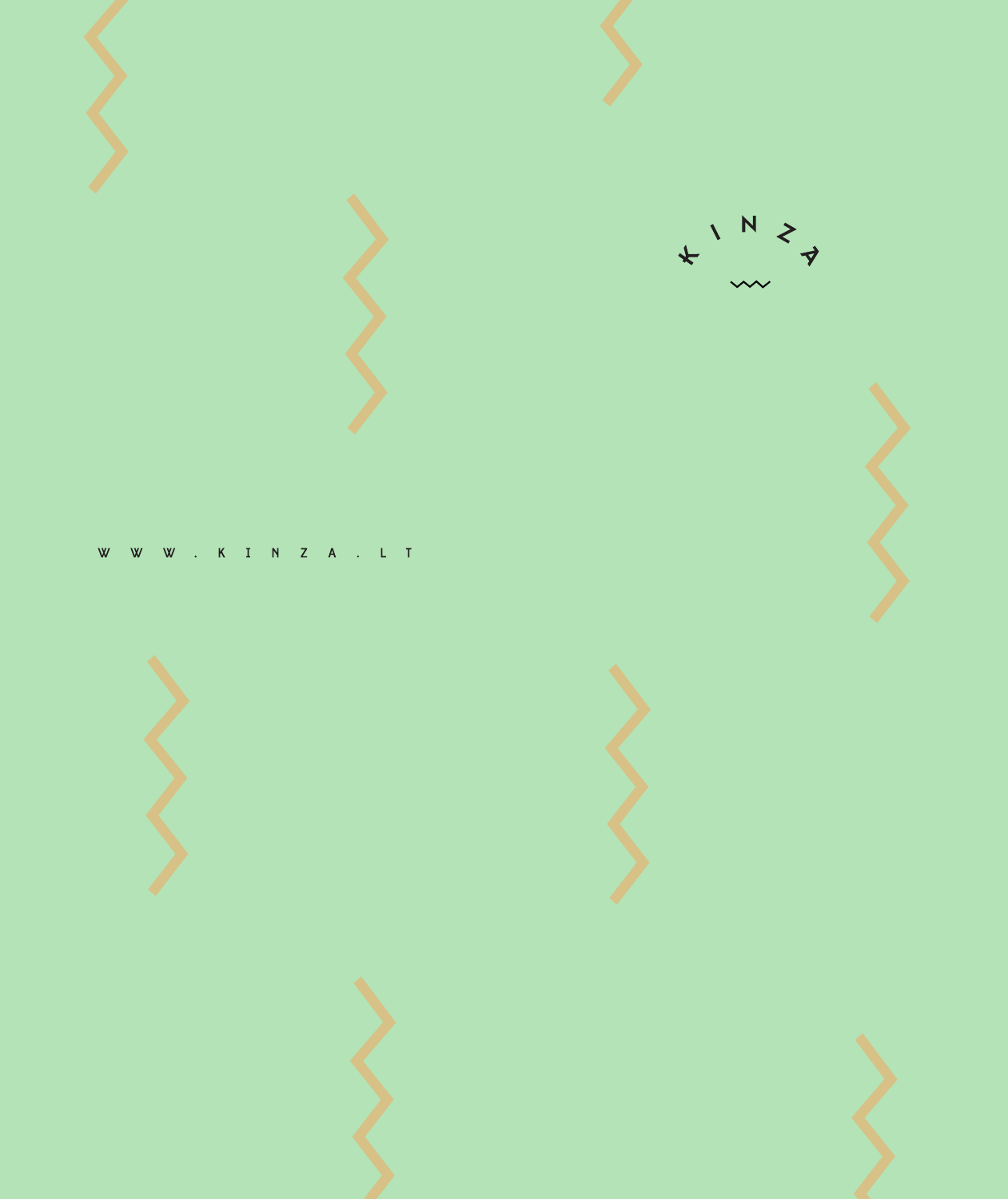KINZA

WWW.KINZA.LT